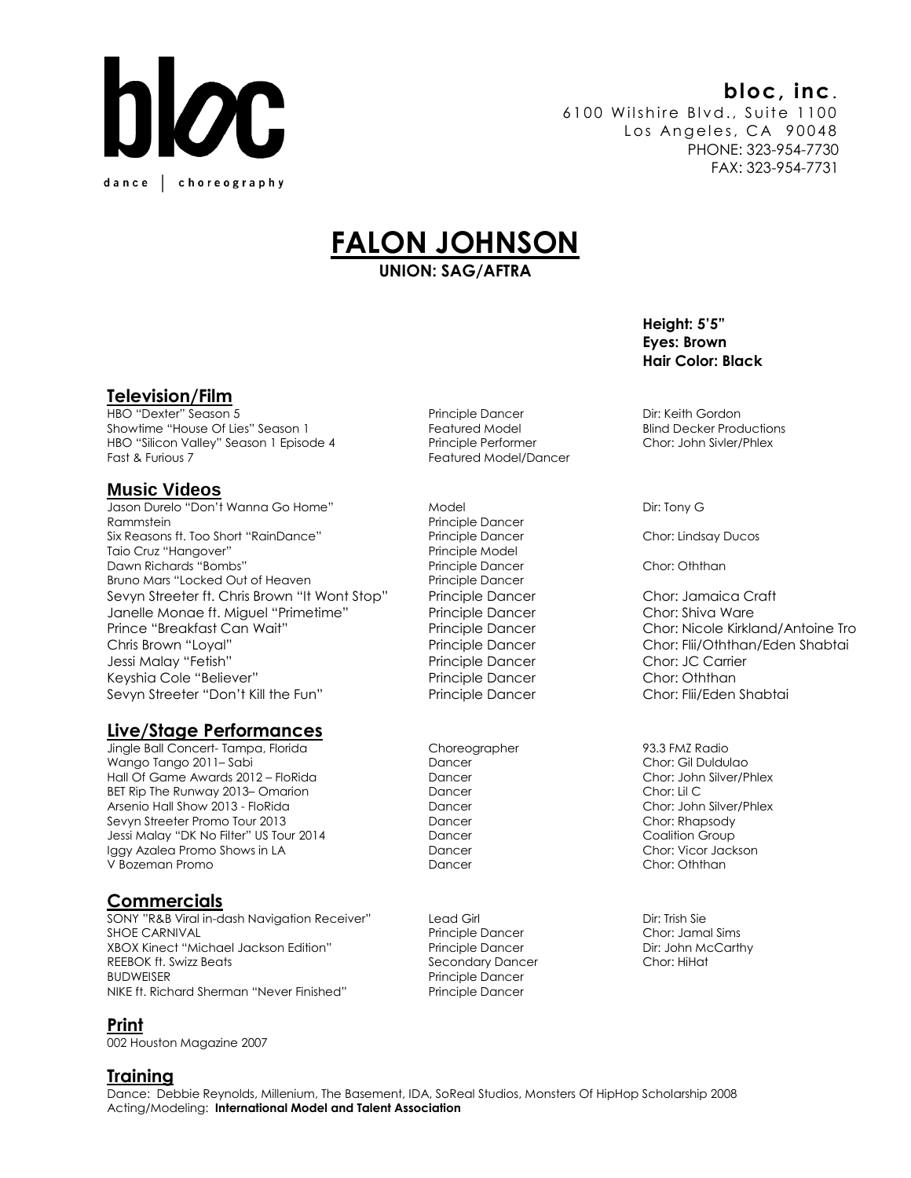**bloc**

dance | choreography

**bloc, inc.**
6100 Wilshire Blvd., Suite 1100
Los Angeles, CA 90048
PHONE: 323-954-7730
FAX: 323-954-7731

# FALON JOHNSON

**UNION: SAG/AFTRA**

**Height: 5'5"**
**Eyes: Brown**
**Hair Color: Black**

## Television/Film

| | | |
|---|---|---|
| HBO "Dexter" Season 5 | Principle Dancer | Dir: Keith Gordon |
| Showtime "House Of Lies" Season 1 | Featured Model | Blind Decker Productions |
| HBO "Silicon Valley" Season 1 Episode 4 | Principle Performer | Chor: John Sivler/Phlex |
| Fast & Furious 7 | Featured Model/Dancer | |

## Music Videos

| | | |
|---|---|---|
| Jason Durelo "Don't Wanna Go Home" | Model | Dir: Tony G |
| Rammstein | Principle Dancer | |
| Six Reasons ft. Too Short "RainDance" | Principle Dancer | Chor: Lindsay Ducos |
| Taio Cruz "Hangover" | Principle Model | |
| Dawn Richards "Bombs" | Principle Dancer | Chor: Oththan |
| Bruno Mars "Locked Out of Heaven | Principle Dancer | |
| Sevyn Streeter ft. Chris Brown "It Wont Stop" | Principle Dancer | Chor: Jamaica Craft |
| Janelle Monae ft. Miguel "Primetime" | Principle Dancer | Chor: Shiva Ware |
| Prince "Breakfast Can Wait" | Principle Dancer | Chor: Nicole Kirkland/Antoine Tro |
| Chris Brown "Loyal" | Principle Dancer | Chor: Flii/Oththan/Eden Shabtai |
| Jessi Malay "Fetish" | Principle Dancer | Chor: JC Carrier |
| Keyshia Cole "Believer" | Principle Dancer | Chor: Oththan |
| Sevyn Streeter "Don't Kill the Fun" | Principle Dancer | Chor: Flii/Eden Shabtai |

## Live/Stage Performances

| | | |
|---|---|---|
| Jingle Ball Concert- Tampa, Florida | Choreographer | 93.3 FMZ Radio |
| Wango Tango 2011– Sabi | Dancer | Chor: Gil Duldulao |
| Hall Of Game Awards 2012 – FloRida | Dancer | Chor: John Silver/Phlex |
| BET Rip The Runway 2013– Omarion | Dancer | Chor: Lil C |
| Arsenio Hall Show 2013 - FloRida | Dancer | Chor: John Silver/Phlex |
| Sevyn Streeter Promo Tour 2013 | Dancer | Chor: Rhapsody |
| Jessi Malay "DK No Filter" US Tour 2014 | Dancer | Coalition Group |
| Iggy Azalea Promo Shows in LA | Dancer | Chor: Vicor Jackson |
| V Bozeman Promo | Dancer | Chor: Oththan |

## Commercials

| | | |
|---|---|---|
| SONY "R&B Viral in-dash Navigation Receiver" | Lead Girl | Dir: Trish Sie |
| SHOE CARNIVAL | Principle Dancer | Chor: Jamal Sims |
| XBOX Kinect "Michael Jackson Edition" | Principle Dancer | Dir: John McCarthy |
| REEBOK ft. Swizz Beats | Secondary Dancer | Chor: HiHat |
| BUDWEISER | Principle Dancer | |
| NIKE ft. Richard Sherman "Never Finished" | Principle Dancer | |

## Print

002 Houston Magazine 2007

## Training

Dance: Debbie Reynolds, Millenium, The Basement, IDA, SoReal Studios, Monsters Of HipHop Scholarship 2008
Acting/Modeling: **International Model and Talent Association**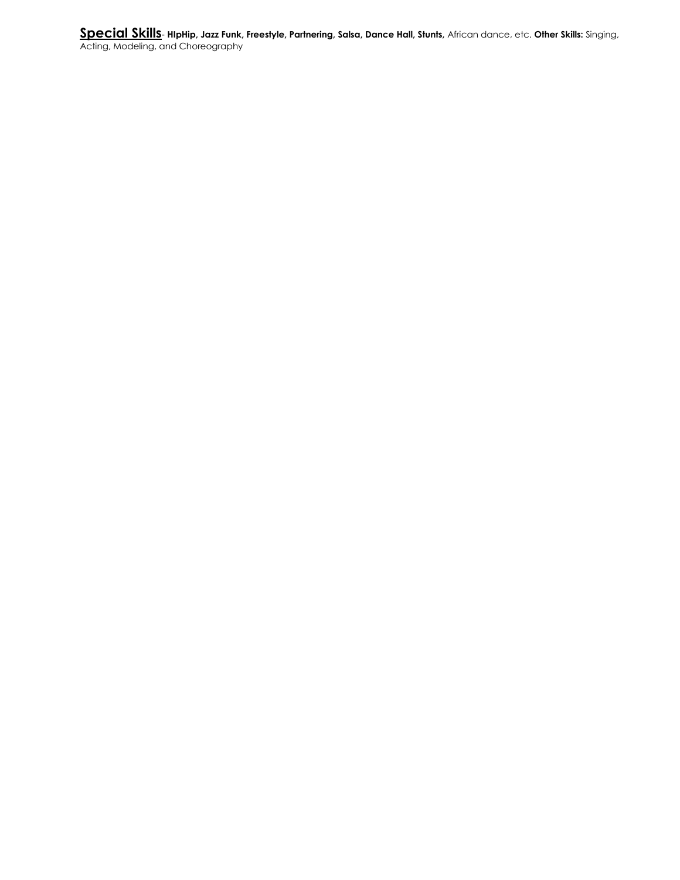**<u>Special Skills</u>**- **HIpHip, Jazz Funk, Freestyle, Partnering, Salsa, Dance Hall, Stunts,** African dance, etc. **Other Skills:** Singing, Acting, Modeling, and Choreography